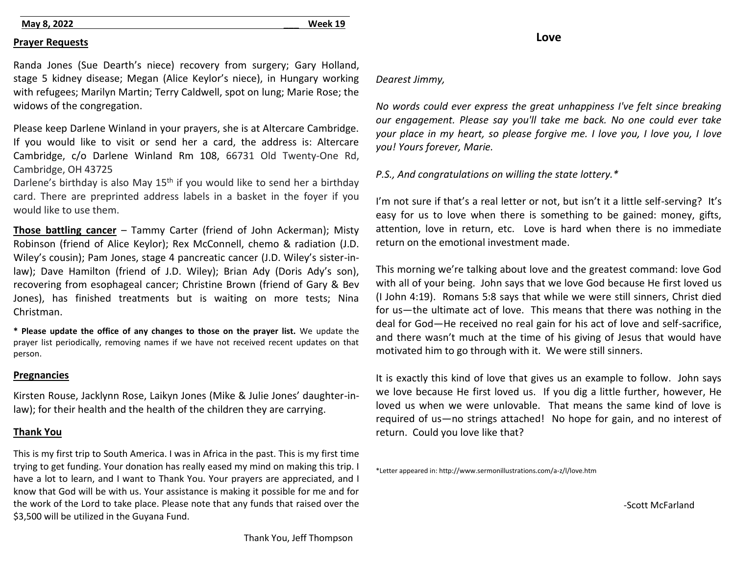**May 8, 2022 \_\_\_ Week 19**

## Prayer Requests

Randa Jones (Sue Dearth's niece) recovery from surgery; Gary Holland, stage 5 kidney disease; Megan (Alice Keylor's niece), in Hungary working with refugees; Marilyn Martin; Terry Caldwell, spot on lung; Marie Rose; the widows of the congregation.

Please keep Darlene Winland in your prayers, she is at Altercare Cambridge. If you would like to visit or send her a card, the address is: Altercare Cambridge, c/o Darlene Winland Rm 108, 66731 Old Twenty-One Rd, Cambridge, OH 43725

Darlene's birthday is also May 15th if you would like to send her a birthday card. There are preprinted address labels in a basket in the foyer if you would like to use them.

**Those battling cancer** – Tammy Carter (friend of John Ackerman); Misty Robinson (friend of Alice Keylor); Rex McConnell, chemo & radiation (J.D. Wiley's cousin); Pam Jones, stage 4 pancreatic cancer (J.D. Wiley's sister-in-law); Dave Hamilton (friend of J.D. Wiley); Brian Ady (Doris Ady's son), recovering from esophageal cancer; Christine Brown (friend of Gary & Bev Jones), has finished treatments but is waiting on more tests; Nina Christman.

**\* Please update the office of any changes to those on the prayer list.** We update the prayer list periodically, removing names if we have not received recent updates on that person.

## Pregnancies

Kirsten Rouse, Jacklynn Rose, Laikyn Jones (Mike & Julie Jones' daughter-in-law); for their health and the health of the children they are carrying.

## Thank You

This is my first trip to South America. I was in Africa in the past. This is my first time trying to get funding. Your donation has really eased my mind on making this trip. I have a lot to learn, and I want to Thank You. Your prayers are appreciated, and I know that God will be with us. Your assistance is making it possible for me and for the work of the Lord to take place. Please note that any funds that raised over the $3,500 will be utilized in the Guyana Fund.

Thank You, Jeff Thompson

## Love

*Dearest Jimmy,*

*No words could ever express the great unhappiness I've felt since breaking our engagement. Please say you'll take me back. No one could ever take your place in my heart, so please forgive me. I love you, I love you, I love you! Yours forever, Marie.*

*P.S., And congratulations on willing the state lottery.\**

I'm not sure if that's a real letter or not, but isn't it a little self-serving? It's easy for us to love when there is something to be gained: money, gifts, attention, love in return, etc. Love is hard when there is no immediate return on the emotional investment made.

This morning we're talking about love and the greatest command: love God with all of your being. John says that we love God because He first loved us (I John 4:19). Romans 5:8 says that while we were still sinners, Christ died for us—the ultimate act of love. This means that there was nothing in the deal for God—He received no real gain for his act of love and self-sacrifice, and there wasn't much at the time of his giving of Jesus that would have motivated him to go through with it. We were still sinners.

It is exactly this kind of love that gives us an example to follow. John says we love because He first loved us. If you dig a little further, however, He loved us when we were unlovable. That means the same kind of love is required of us—no strings attached! No hope for gain, and no interest of return. Could you love like that?

\*Letter appeared in: http://www.sermonillustrations.com/a-z/l/love.htm

-Scott McFarland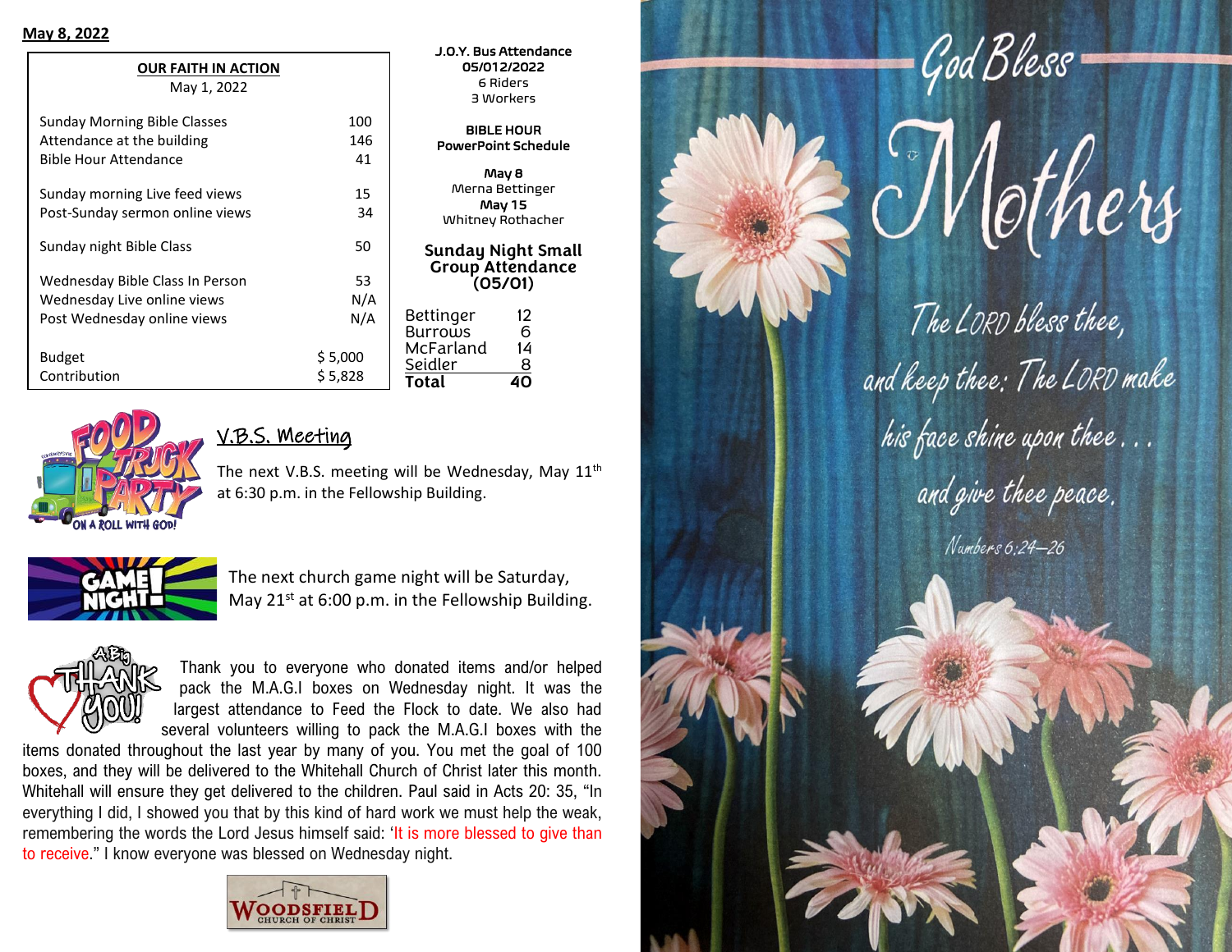**May 8, 2022**

## OUR FAITH IN ACTION

May 1, 2022

| | |
|---|---|
| Sunday Morning Bible Classes | 100 |
| Attendance at the building | 146 |
| Bible Hour Attendance | 41 |
| Sunday morning Live feed views | 15 |
| Post-Sunday sermon online views | 34 |
| Sunday night Bible Class | 50 |
| Wednesday Bible Class In Person | 53 |
| Wednesday Live online views | N/A |
| Post Wednesday online views | N/A |
| Budget | $ 5,000 |
| Contribution | $ 5,828 |

**J.O.Y. Bus Attendance**
**05/012/2022**
6 Riders
3 Workers

**BIBLE HOUR**
**PowerPoint Schedule**

**May 8**
Merna Bettinger
**May 15**
Whitney Rothacher

**Sunday Night Small Group Attendance (05/01)**

| | |
|---|---|
| Bettinger | 12 |
| Burrows | 6 |
| McFarland | 14 |
| Seidler | 8 |
| **Total** | **40** |

FOOD TRUCK PARTY
ON A ROLL WITH GOD!

## V.B.S. Meeting

The next V.B.S. meeting will be Wednesday, May 11th at 6:30 p.m. in the Fellowship Building.

GAME NIGHT!

The next church game night will be Saturday, May 21st at 6:00 p.m. in the Fellowship Building.

A Big THANK YOU!

Thank you to everyone who donated items and/or helped pack the M.A.G.I boxes on Wednesday night. It was the largest attendance to Feed the Flock to date. We also had several volunteers willing to pack the M.A.G.I boxes with the items donated throughout the last year by many of you. You met the goal of 100 boxes, and they will be delivered to the Whitehall Church of Christ later this month. Whitehall will ensure they get delivered to the children. Paul said in Acts 20: 35, "In everything I did, I showed you that by this kind of hard work we must help the weak, remembering the words the Lord Jesus himself said: 'It is more blessed to give than to receive." I know everyone was blessed on Wednesday night.

WOODSFIELD CHURCH OF CHRIST

God Bless Mothers

The LORD bless thee, and keep thee: The LORD make his face shine upon thee . . . and give thee peace.

Numbers 6:24–26